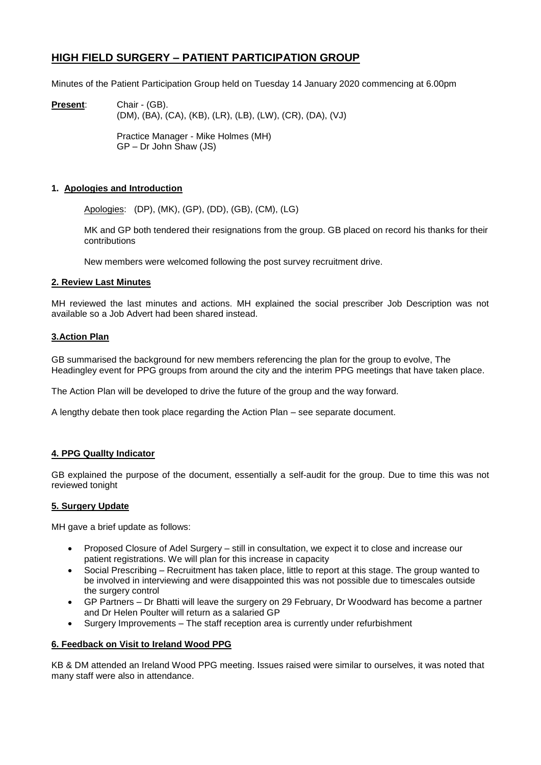# HIGH FIELD SURGERY – PATIENT PARTICIPATION GROUP

Minutes of the Patient Participation Group held on Tuesday 14 January 2020 commencing at 6.00pm

**Present**: Chair - (GB).
(DM), (BA), (CA), (KB), (LR), (LB), (LW), (CR), (DA), (VJ)

Practice Manager - Mike Holmes (MH)
GP – Dr John Shaw (JS)

**1. Apologies and Introduction**

Apologies: (DP), (MK), (GP), (DD), (GB), (CM), (LG)

MK and GP both tendered their resignations from the group. GB placed on record his thanks for their contributions

New members were welcomed following the post survey recruitment drive.

**2. Review Last Minutes**

MH reviewed the last minutes and actions. MH explained the social prescriber Job Description was not available so a Job Advert had been shared instead.

**3.Action Plan**

GB summarised the background for new members referencing the plan for the group to evolve, The Headingley event for PPG groups from around the city and the interim PPG meetings that have taken place.

The Action Plan will be developed to drive the future of the group and the way forward.

A lengthy debate then took place regarding the Action Plan – see separate document.

**4. PPG Quallty Indicator**

GB explained the purpose of the document, essentially a self-audit for the group. Due to time this was not reviewed tonight

**5. Surgery Update**

MH gave a brief update as follows:

- Proposed Closure of Adel Surgery – still in consultation, we expect it to close and increase our patient registrations. We will plan for this increase in capacity
- Social Prescribing – Recruitment has taken place, little to report at this stage. The group wanted to be involved in interviewing and were disappointed this was not possible due to timescales outside the surgery control
- GP Partners – Dr Bhatti will leave the surgery on 29 February, Dr Woodward has become a partner and Dr Helen Poulter will return as a salaried GP
- Surgery Improvements – The staff reception area is currently under refurbishment

**6. Feedback on Visit to Ireland Wood PPG**

KB & DM attended an Ireland Wood PPG meeting. Issues raised were similar to ourselves, it was noted that many staff were also in attendance.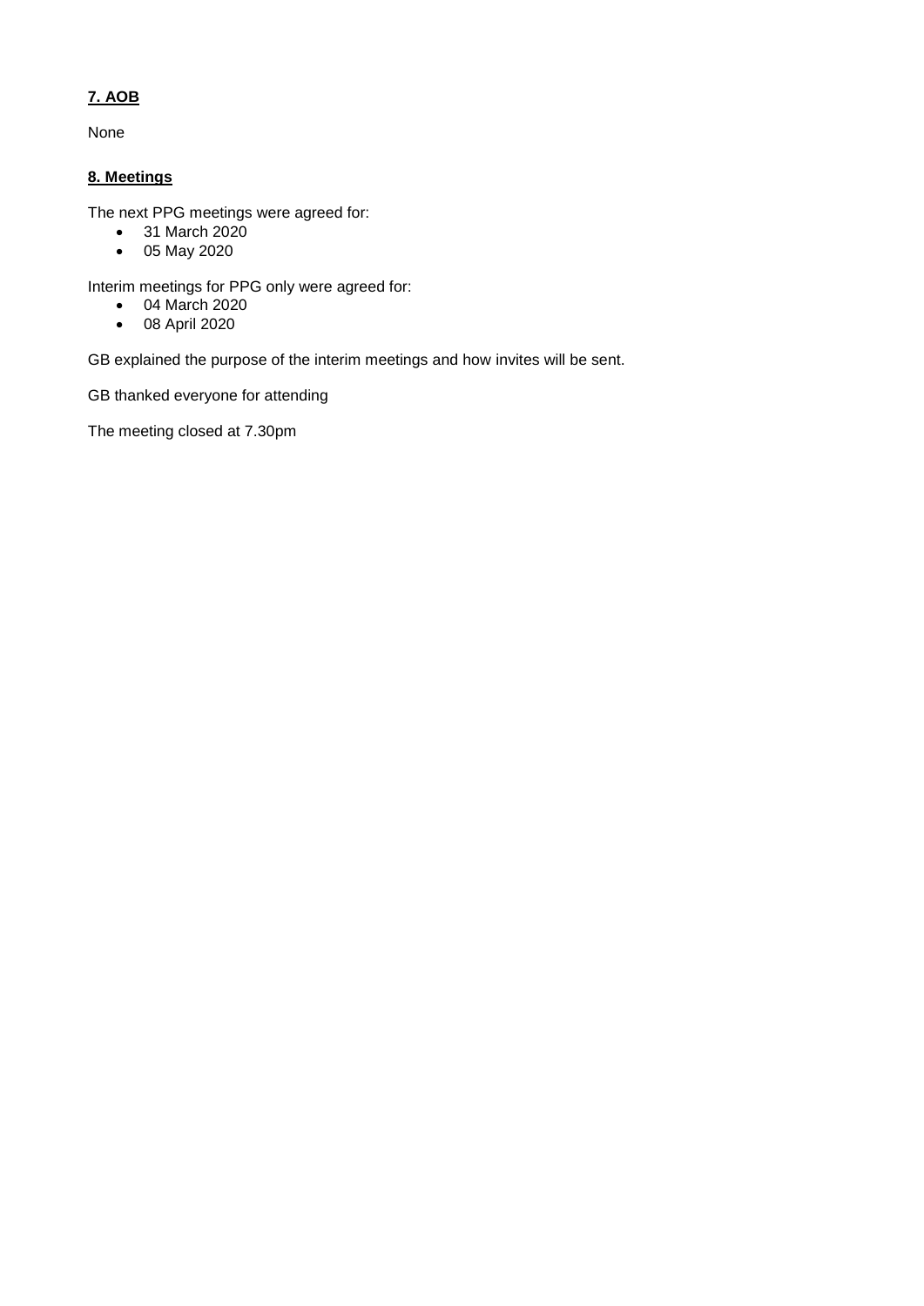**7. AOB**

None

**8. Meetings**

The next PPG meetings were agreed for:

- 31 March 2020
- 05 May 2020

Interim meetings for PPG only were agreed for:

- 04 March 2020
- 08 April 2020

GB explained the purpose of the interim meetings and how invites will be sent.

GB thanked everyone for attending

The meeting closed at 7.30pm